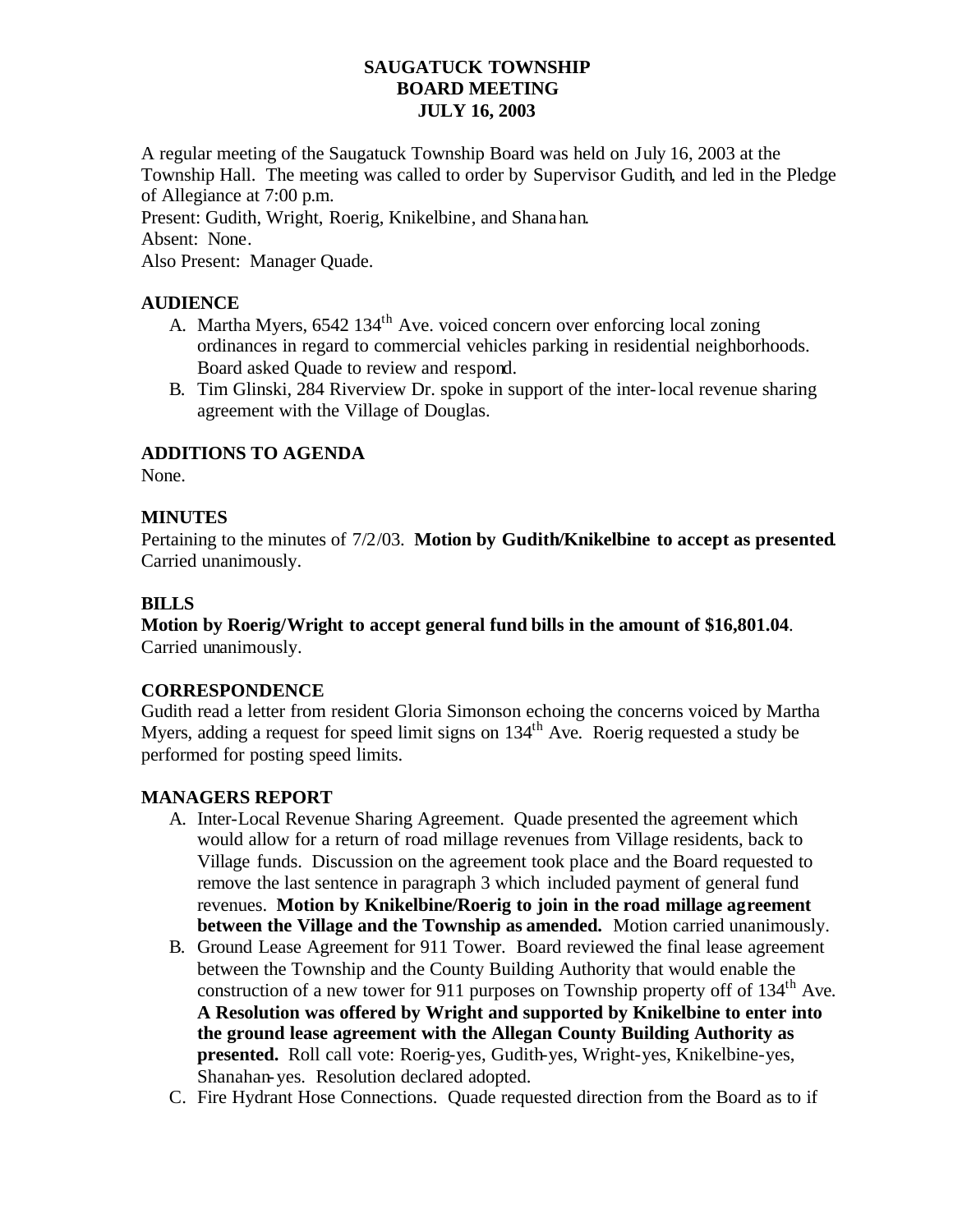# SAUGATUCK TOWNSHIP
# BOARD MEETING
# JULY 16, 2003

A regular meeting of the Saugatuck Township Board was held on July 16, 2003 at the Township Hall. The meeting was called to order by Supervisor Gudith, and led in the Pledge of Allegiance at 7:00 p.m.

Present: Gudith, Wright, Roerig, Knikelbine, and Shanahan.

Absent: None.

Also Present: Manager Quade.

## AUDIENCE

A. Martha Myers, 6542 134th Ave. voiced concern over enforcing local zoning ordinances in regard to commercial vehicles parking in residential neighborhoods. Board asked Quade to review and respond.

B. Tim Glinski, 284 Riverview Dr. spoke in support of the inter-local revenue sharing agreement with the Village of Douglas.

## ADDITIONS TO AGENDA

None.

## MINUTES

Pertaining to the minutes of 7/2/03. **Motion by Gudith/Knikelbine to accept as presented**. Carried unanimously.

## BILLS

**Motion by Roerig/Wright to accept general fund bills in the amount of $16,801.04**. Carried unanimously.

## CORRESPONDENCE

Gudith read a letter from resident Gloria Simonson echoing the concerns voiced by Martha Myers, adding a request for speed limit signs on 134th Ave. Roerig requested a study be performed for posting speed limits.

## MANAGERS REPORT

A. Inter-Local Revenue Sharing Agreement. Quade presented the agreement which would allow for a return of road millage revenues from Village residents, back to Village funds. Discussion on the agreement took place and the Board requested to remove the last sentence in paragraph 3 which included payment of general fund revenues. **Motion by Knikelbine/Roerig to join in the road millage agreement between the Village and the Township as amended.** Motion carried unanimously.

B. Ground Lease Agreement for 911 Tower. Board reviewed the final lease agreement between the Township and the County Building Authority that would enable the construction of a new tower for 911 purposes on Township property off of 134th Ave. **A Resolution was offered by Wright and supported by Knikelbine to enter into the ground lease agreement with the Allegan County Building Authority as presented.** Roll call vote: Roerig-yes, Gudith-yes, Wright-yes, Knikelbine-yes, Shanahan-yes. Resolution declared adopted.

C. Fire Hydrant Hose Connections. Quade requested direction from the Board as to if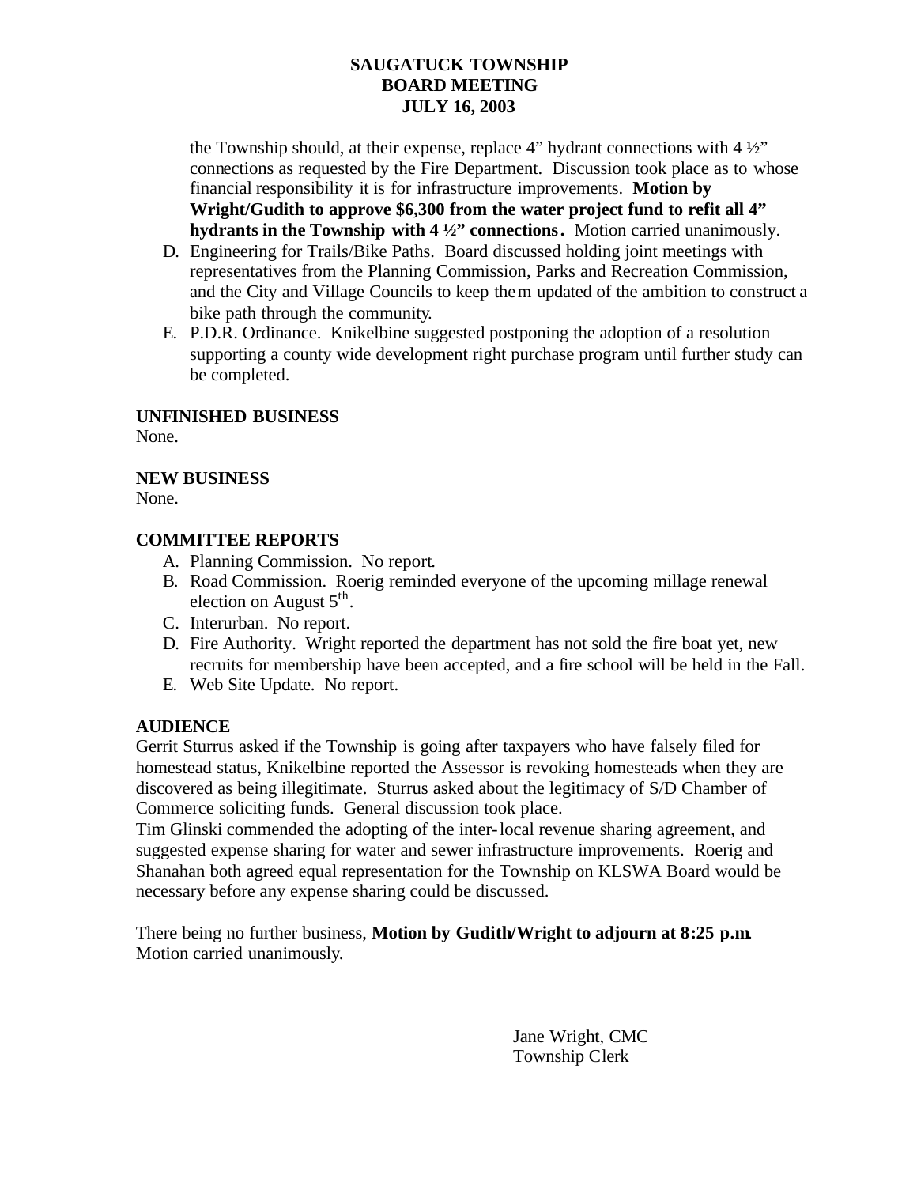the Township should, at their expense, replace 4" hydrant connections with 4 ½" connections as requested by the Fire Department. Discussion took place as to whose financial responsibility it is for infrastructure improvements. **Motion by Wright/Gudith to approve $6,300 from the water project fund to refit all 4" hydrants in the Township with 4 ½" connections.** Motion carried unanimously.

D. Engineering for Trails/Bike Paths. Board discussed holding joint meetings with representatives from the Planning Commission, Parks and Recreation Commission, and the City and Village Councils to keep them updated of the ambition to construct a bike path through the community.
E. P.D.R. Ordinance. Knikelbine suggested postponing the adoption of a resolution supporting a county wide development right purchase program until further study can be completed.

**UNFINISHED BUSINESS**
None.

**NEW BUSINESS**
None.

**COMMITTEE REPORTS**

A. Planning Commission. No report.
B. Road Commission. Roerig reminded everyone of the upcoming millage renewal election on August 5$^{th}$.
C. Interurban. No report.
D. Fire Authority. Wright reported the department has not sold the fire boat yet, new recruits for membership have been accepted, and a fire school will be held in the Fall.
E. Web Site Update. No report.

**AUDIENCE**
Gerrit Sturrus asked if the Township is going after taxpayers who have falsely filed for homestead status, Knikelbine reported the Assessor is revoking homesteads when they are discovered as being illegitimate. Sturrus asked about the legitimacy of S/D Chamber of Commerce soliciting funds. General discussion took place.
Tim Glinski commended the adopting of the inter-local revenue sharing agreement, and suggested expense sharing for water and sewer infrastructure improvements. Roerig and Shanahan both agreed equal representation for the Township on KLSWA Board would be necessary before any expense sharing could be discussed.

There being no further business, **Motion by Gudith/Wright to adjourn at 8:25 p.m.** Motion carried unanimously.

Jane Wright, CMC
Township Clerk